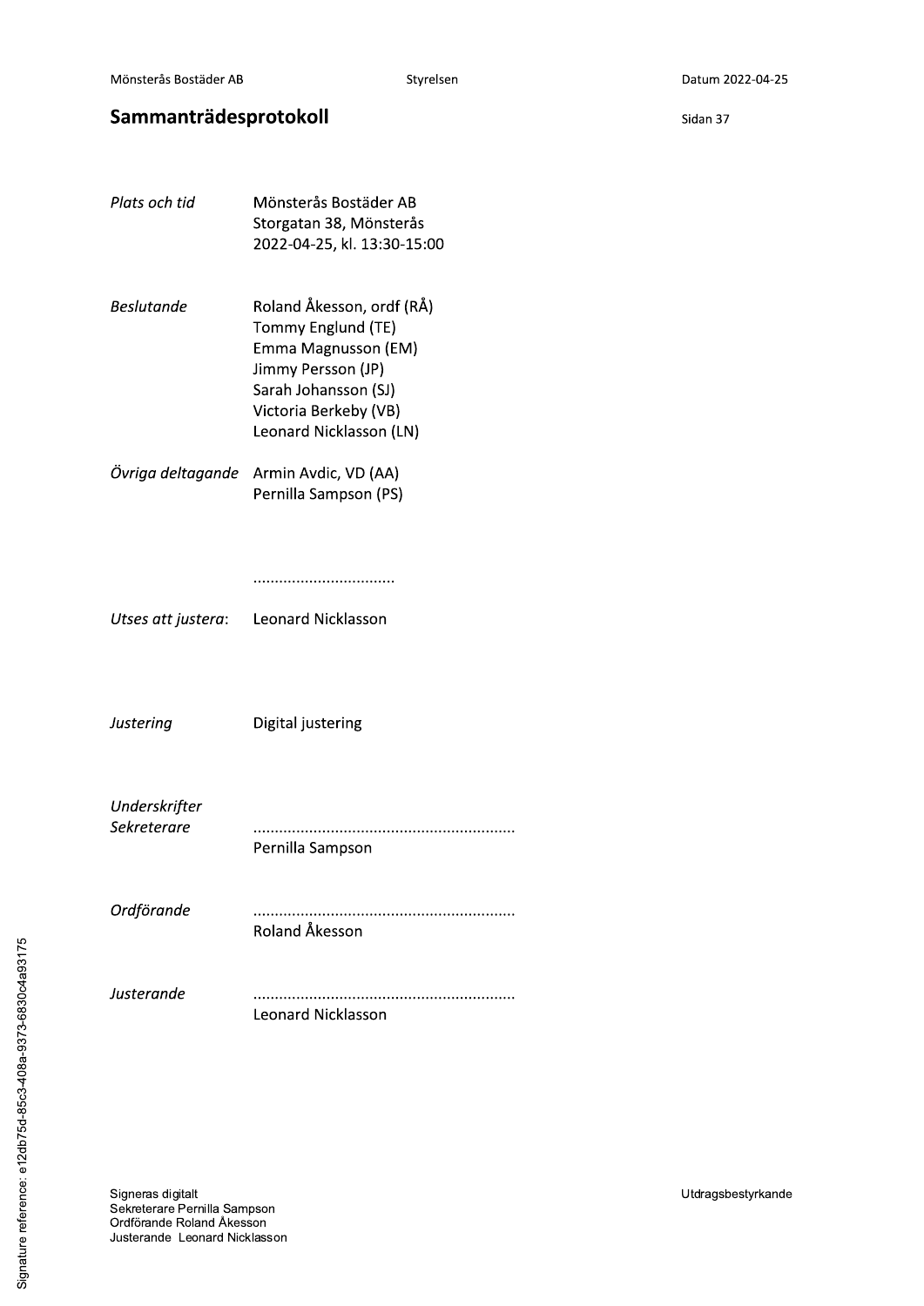Mönsterås Bostäder AB | Styrelsen | Datum 2022-04-25

# Sammanträdesprotokoll

*Plats och tid*
Mönsterås Bostäder AB
Storgatan 38, Mönsterås
2022-04-25, kl. 13:30-15:00

*Beslutande*
Roland Åkesson, ordf (RÅ)
Tommy Englund (TE)
Emma Magnusson (EM)
Jimmy Persson (JP)
Sarah Johansson (SJ)
Victoria Berkeby (VB)
Leonard Nicklasson (LN)

*Övriga deltagande*
Armin Avdic, VD (AA)
Pernilla Sampson (PS)

.................................

*Utses att justera*: Leonard Nicklasson

*Justering* Digital justering

*Underskrifter*

*Sekreterare*
............................................................
Pernilla Sampson

*Ordförande*
............................................................
Roland Åkesson

*Justerande*
............................................................
Leonard Nicklasson

Signeras digitalt
Sekreterare Pernilla Sampson
Ordförande Roland Åkesson
Justerande Leonard Nicklasson

Utdragsbestyrkande

Signature reference: e12db75d-85c3-408a-9373-6830c4a93175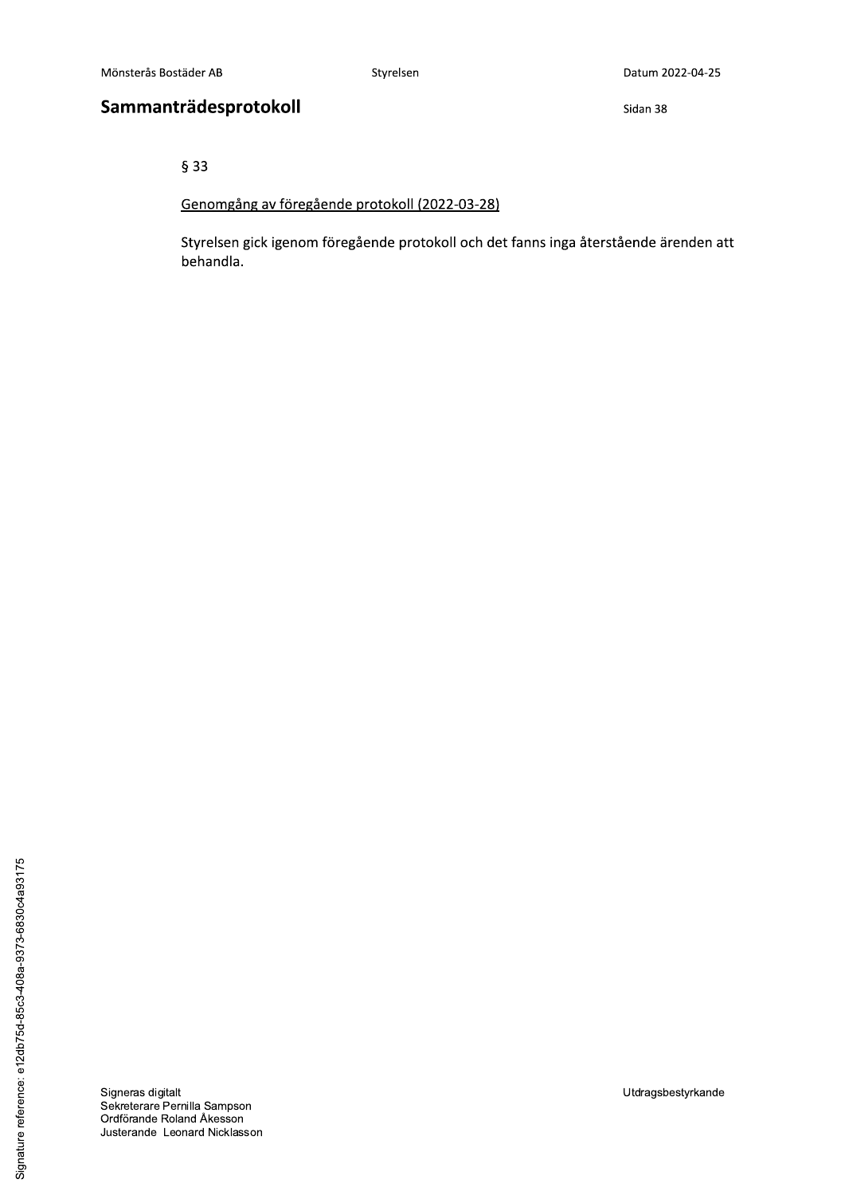§ 33

Genomgång av föregående protokoll (2022-03-28)

Styrelsen gick igenom föregående protokoll och det fanns inga återstående ärenden att behandla.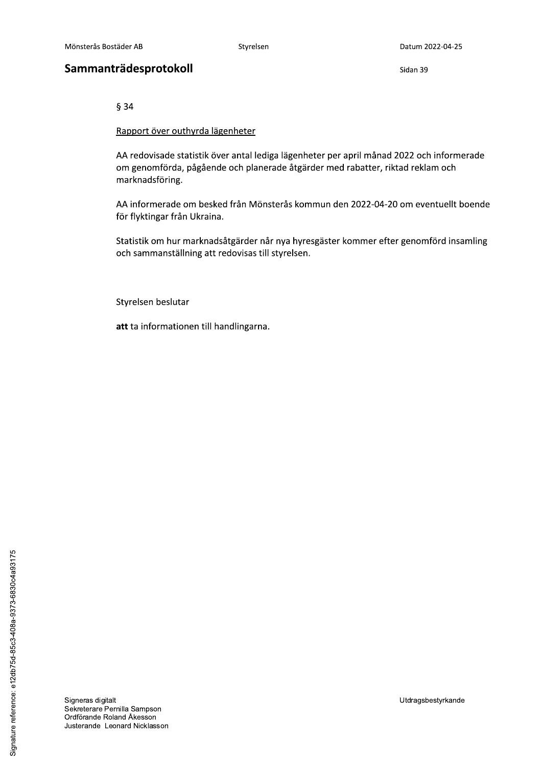## Sammanträdesprotokoll

§ 34

Rapport över outhyrda lägenheter

AA redovisade statistik över antal lediga lägenheter per april månad 2022 och informerade om genomförda, pågående och planerade åtgärder med rabatter, riktad reklam och marknadsföring.

AA informerade om besked från Mönsterås kommun den 2022-04-20 om eventuellt boende för flyktingar från Ukraina.

Statistik om hur marknadsåtgärder når nya hyresgäster kommer efter genomförd insamling och sammanställning att redovisas till styrelsen.

Styrelsen beslutar

**att** ta informationen till handlingarna.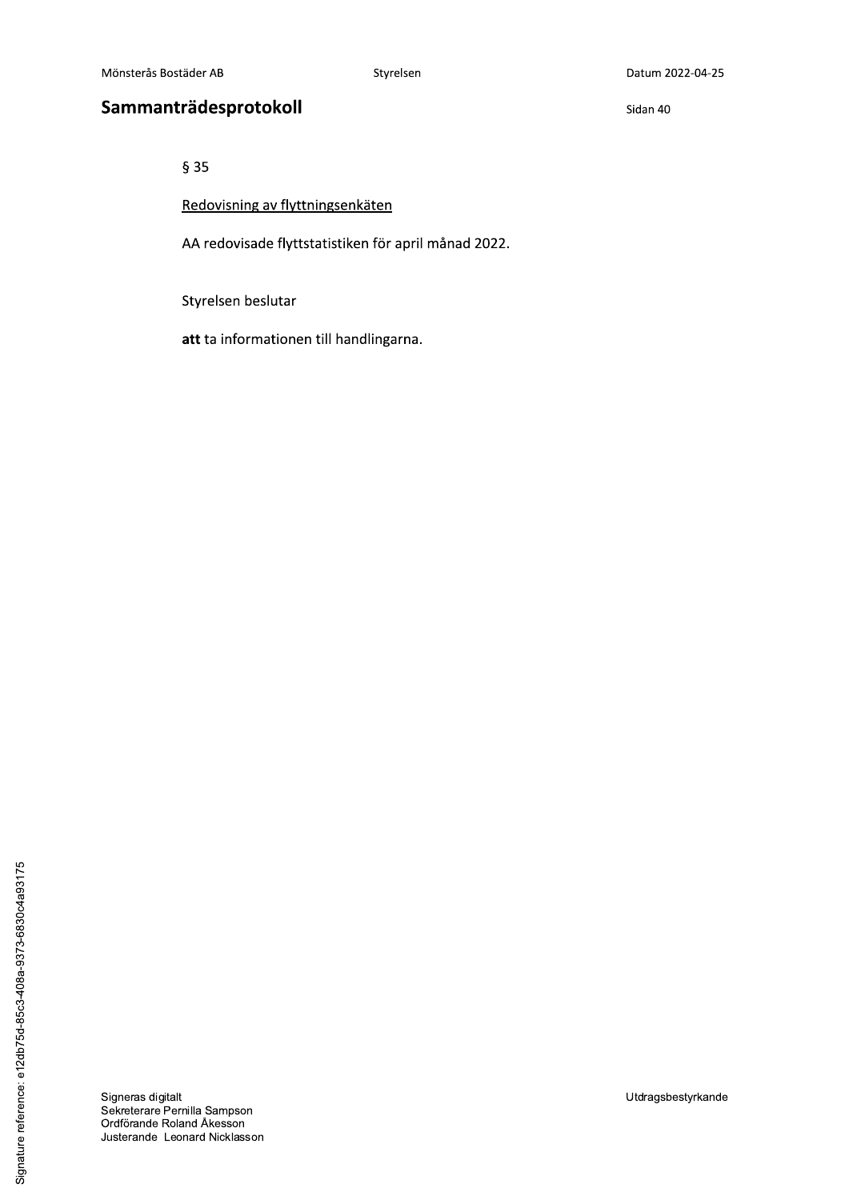§ 35

Redovisning av flyttningsenkäten

AA redovisade flyttstatistiken för april månad 2022.

Styrelsen beslutar

**att** ta informationen till handlingarna.

Signeras digitalt
Sekreterare Pernilla Sampson
Ordförande Roland Åkesson
Justerande Leonard Nicklasson

Utdragsbestyrkande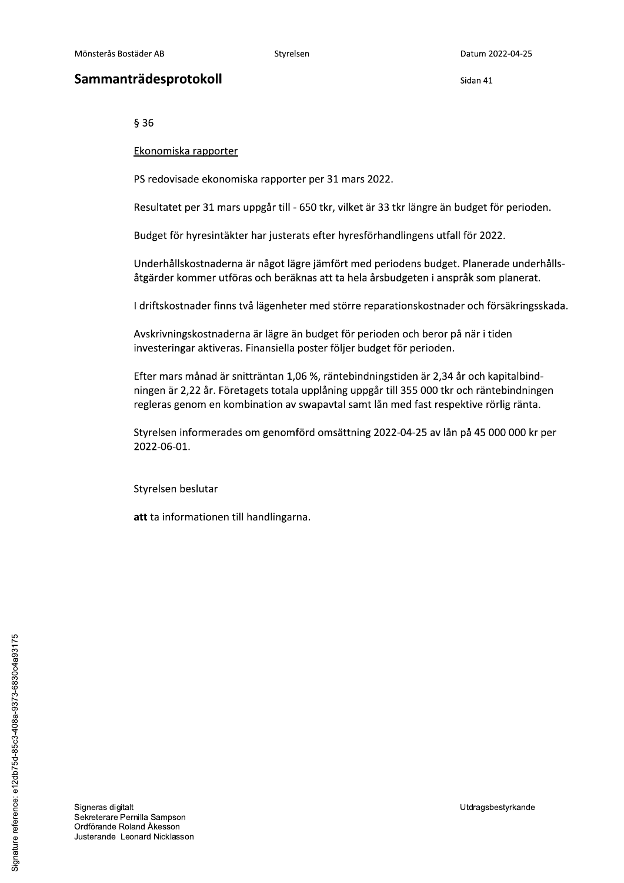## Sammanträdesprotokoll

§ 36

Ekonomiska rapporter

PS redovisade ekonomiska rapporter per 31 mars 2022.

Resultatet per 31 mars uppgår till - 650 tkr, vilket är 33 tkr längre än budget för perioden.

Budget för hyresintäkter har justerats efter hyresförhandlingens utfall för 2022.

Underhållskostnaderna är något lägre jämfört med periodens budget. Planerade underhålls-åtgärder kommer utföras och beräknas att ta hela årsbudgeten i anspråk som planerat.

I driftskostnader finns två lägenheter med större reparationskostnader och försäkringsskada.

Avskrivningskostnaderna är lägre än budget för perioden och beror på när i tiden investeringar aktiveras. Finansiella poster följer budget för perioden.

Efter mars månad är snitträntan 1,06 %, räntebindningstiden är 2,34 år och kapitalbind-ningen är 2,22 år. Företagets totala upplåning uppgår till 355 000 tkr och räntebindningen regleras genom en kombination av swapavtal samt lån med fast respektive rörlig ränta.

Styrelsen informerades om genomförd omsättning 2022-04-25 av lån på 45 000 000 kr per 2022-06-01.

Styrelsen beslutar

**att** ta informationen till handlingarna.

Signeras digitalt
Sekreterare Pernilla Sampson
Ordförande Roland Åkesson
Justerande Leonard Nicklasson

Utdragsbestyrkande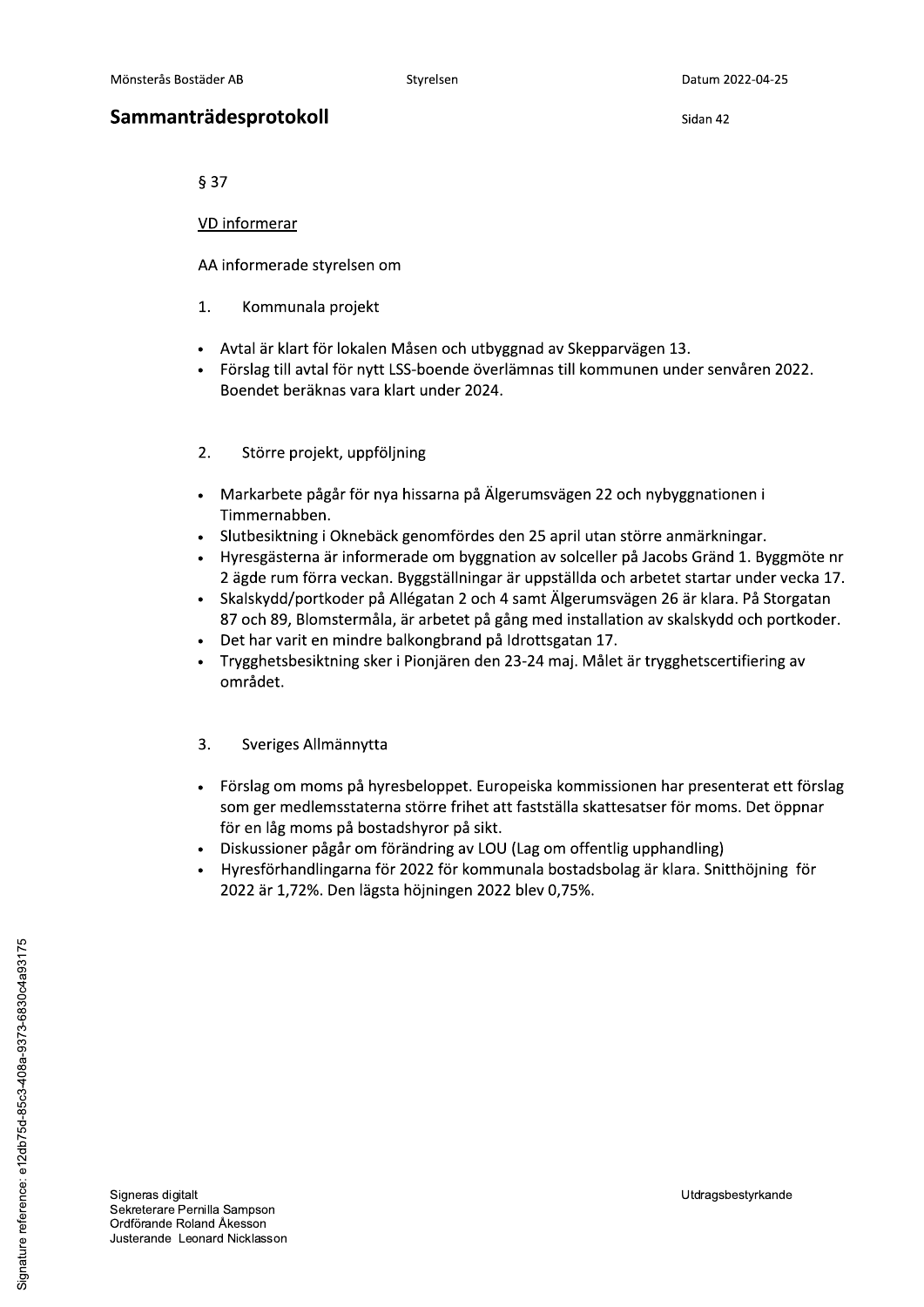## Sammanträdesprotokoll

§ 37

VD informerar

AA informerade styrelsen om

1. Kommunala projekt

- Avtal är klart för lokalen Måsen och utbyggnad av Skepparvägen 13.
- Förslag till avtal för nytt LSS-boende överlämnas till kommunen under senvåren 2022. Boendet beräknas vara klart under 2024.

2. Större projekt, uppföljning

- Markarbete pågår för nya hissarna på Älgerumsvägen 22 och nybyggnationen i Timmernabben.
- Slutbesiktning i Oknebäck genomfördes den 25 april utan större anmärkningar.
- Hyresgästerna är informerade om byggnation av solceller på Jacobs Gränd 1. Byggmöte nr 2 ägde rum förra veckan. Byggställningar är uppställda och arbetet startar under vecka 17.
- Skalskydd/portkoder på Allégatan 2 och 4 samt Älgerumsvägen 26 är klara. På Storgatan 87 och 89, Blomstermåla, är arbetet på gång med installation av skalskydd och portkoder.
- Det har varit en mindre balkongbrand på Idrottsgatan 17.
- Trygghetsbesiktning sker i Pionjären den 23-24 maj. Målet är trygghetscertifiering av området.

3. Sveriges Allmännytta

- Förslag om moms på hyresbeloppet. Europeiska kommissionen har presenterat ett förslag som ger medlemsstaterna större frihet att fastställa skattesatser för moms. Det öppnar för en låg moms på bostadshyror på sikt.
- Diskussioner pågår om förändring av LOU (Lag om offentlig upphandling)
- Hyresförhandlingarna för 2022 för kommunala bostadsbolag är klara. Snitthöjning för 2022 är 1,72%. Den lägsta höjningen 2022 blev 0,75%.

Signeras digitalt
Sekreterare Pernilla Sampson
Ordförande Roland Åkesson
Justerande Leonard Nicklasson

Utdragsbestyrkande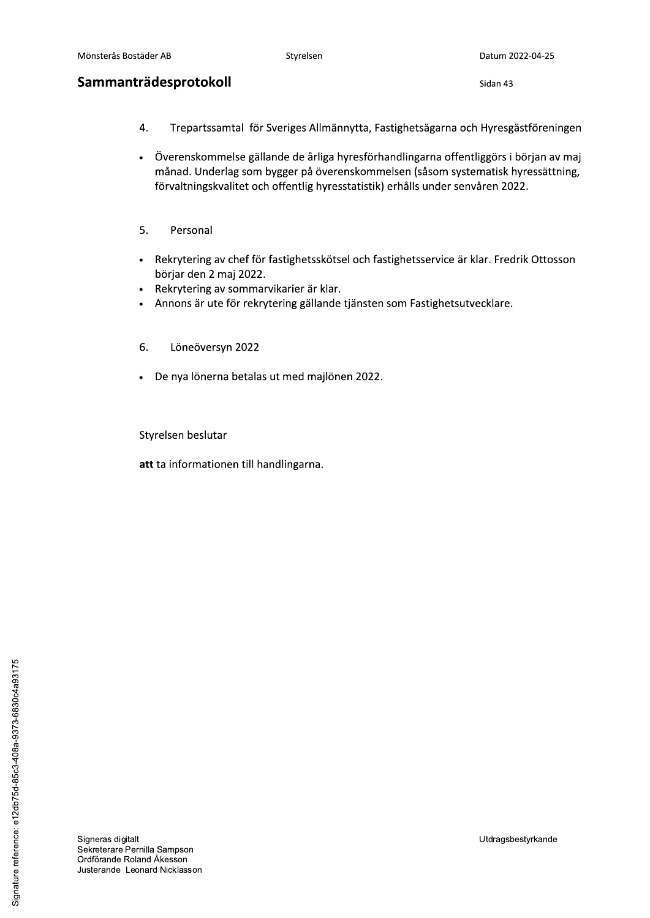4. Trepartssamtal för Sveriges Allmännytta, Fastighetsägarna och Hyresgästföreningen

- Överenskommelse gällande de årliga hyresförhandlingarna offentliggörs i början av maj månad. Underlag som bygger på överenskommelsen (såsom systematisk hyressättning, förvaltningskvalitet och offentlig hyresstatistik) erhålls under senvåren 2022.

5. Personal

- Rekrytering av chef för fastighetsskötsel och fastighetsservice är klar. Fredrik Ottosson börjar den 2 maj 2022.
- Rekrytering av sommarvikarier är klar.
- Annons är ute för rekrytering gällande tjänsten som Fastighetsutvecklare.

6. Löneöversyn 2022

- De nya lönerna betalas ut med majlönen 2022.

Styrelsen beslutar

**att** ta informationen till handlingarna.

Signeras digitalt
Sekreterare Pernilla Sampson
Ordförande Roland Åkesson
Justerande Leonard Nicklasson

Utdragsbestyrkande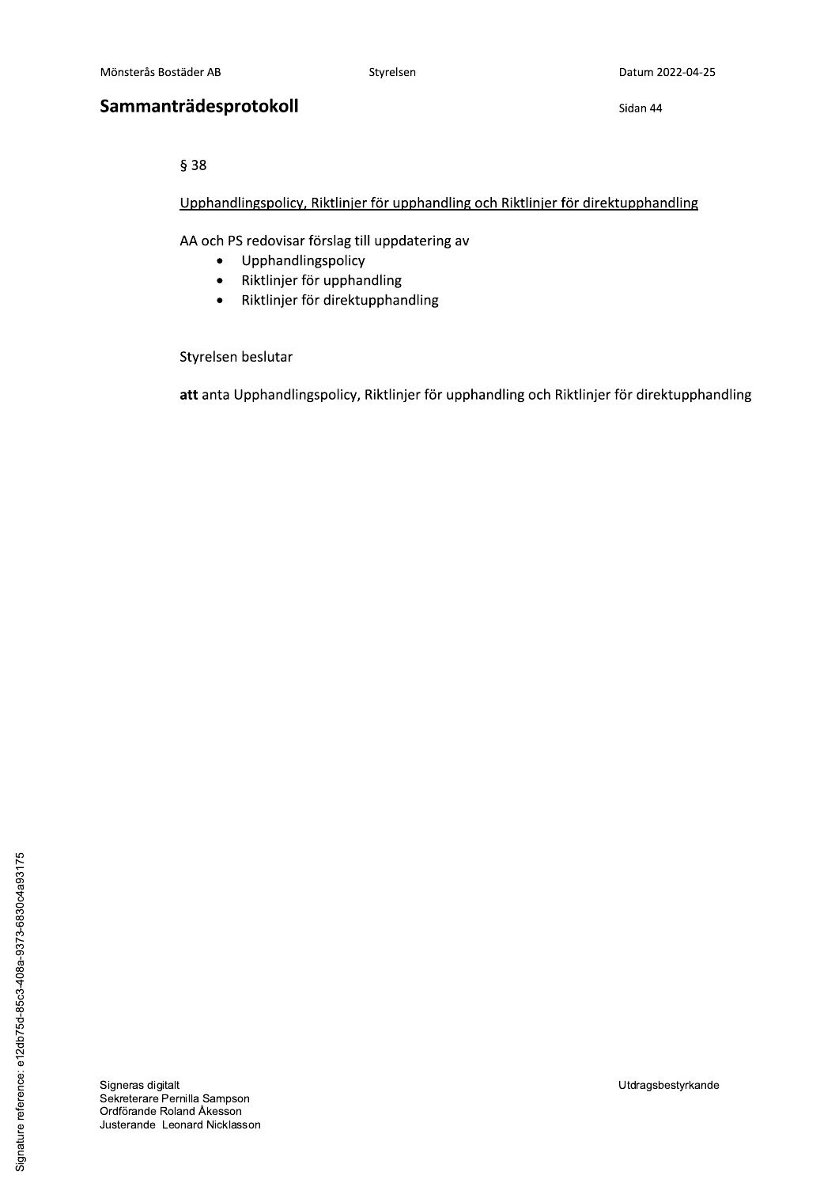§ 38

Upphandlingspolicy, Riktlinjer för upphandling och Riktlinjer för direktupphandling

AA och PS redovisar förslag till uppdatering av

- Upphandlingspolicy
- Riktlinjer för upphandling
- Riktlinjer för direktupphandling

Styrelsen beslutar

**att** anta Upphandlingspolicy, Riktlinjer för upphandling och Riktlinjer för direktupphandling

Signeras digitalt
Sekreterare Pernilla Sampson
Ordförande Roland Åkesson
Justerande Leonard Nicklasson

Utdragsbestyrkande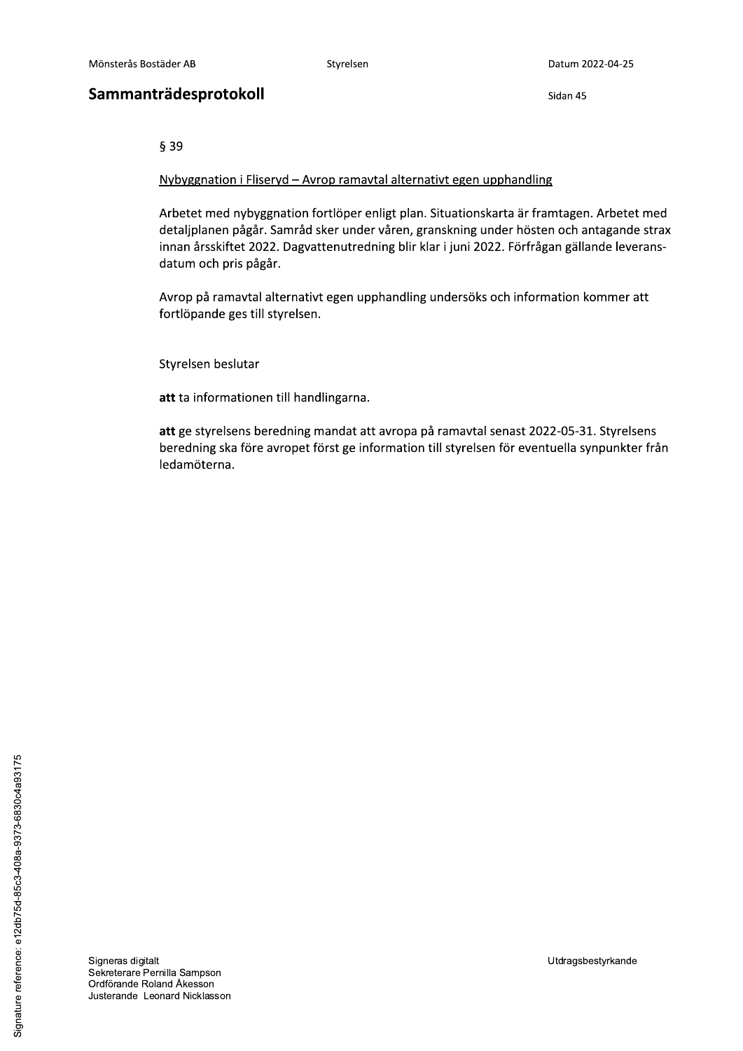## Sammanträdesprotokoll

§ 39

Nybyggnation i Fliseryd – Avrop ramavtal alternativt egen upphandling

Arbetet med nybyggnation fortlöper enligt plan. Situationskarta är framtagen. Arbetet med detaljplanen pågår. Samråd sker under våren, granskning under hösten och antagande strax innan årsskiftet 2022. Dagvattenutredning blir klar i juni 2022. Förfrågan gällande leveransdatum och pris pågår.

Avrop på ramavtal alternativt egen upphandling undersöks och information kommer att fortlöpande ges till styrelsen.

Styrelsen beslutar

**att** ta informationen till handlingarna.

**att** ge styrelsens beredning mandat att avropa på ramavtal senast 2022-05-31. Styrelsens beredning ska före avropet först ge information till styrelsen för eventuella synpunkter från ledamöterna.

Signeras digitalt
Sekreterare Pernilla Sampson
Ordförande Roland Åkesson
Justerande Leonard Nicklasson

Utdragsbestyrkande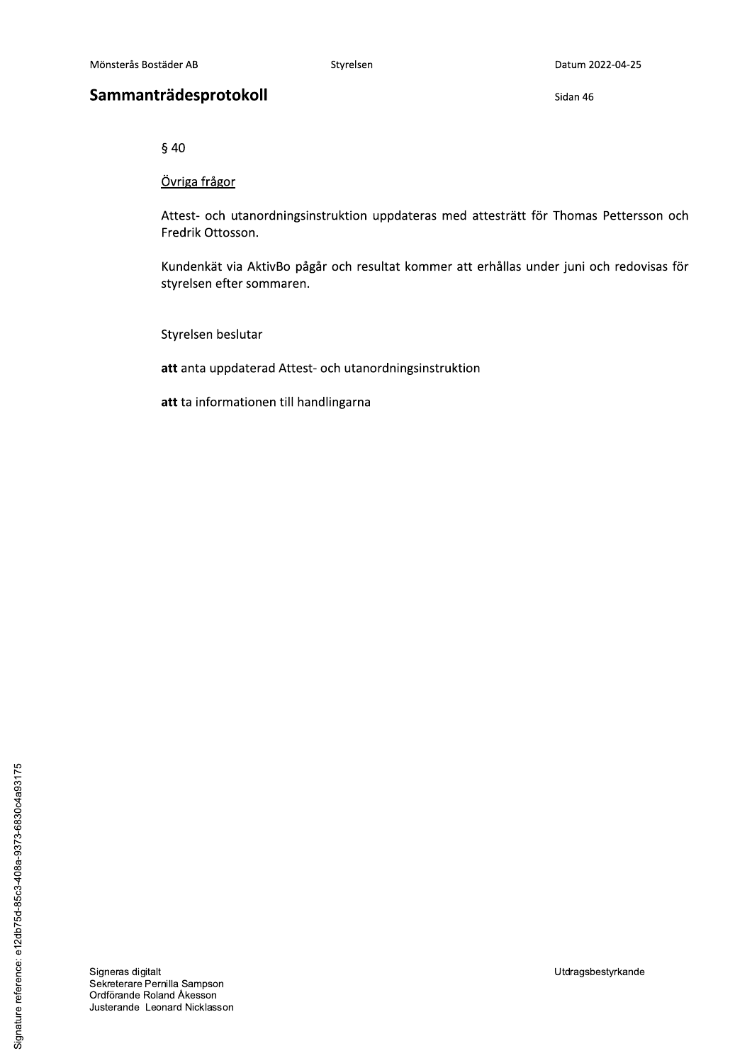## Sammanträdesprotokoll

§ 40

<u>Övriga frågor</u>

Attest- och utanordningsinstruktion uppdateras med attesträtt för Thomas Pettersson och Fredrik Ottosson.

Kundenkät via AktivBo pågår och resultat kommer att erhållas under juni och redovisas för styrelsen efter sommaren.

Styrelsen beslutar

**att** anta uppdaterad Attest- och utanordningsinstruktion

**att** ta informationen till handlingarna

Signeras digitalt
Sekreterare Pernilla Sampson
Ordförande Roland Åkesson
Justerande Leonard Nicklasson

Utdragsbestyrkande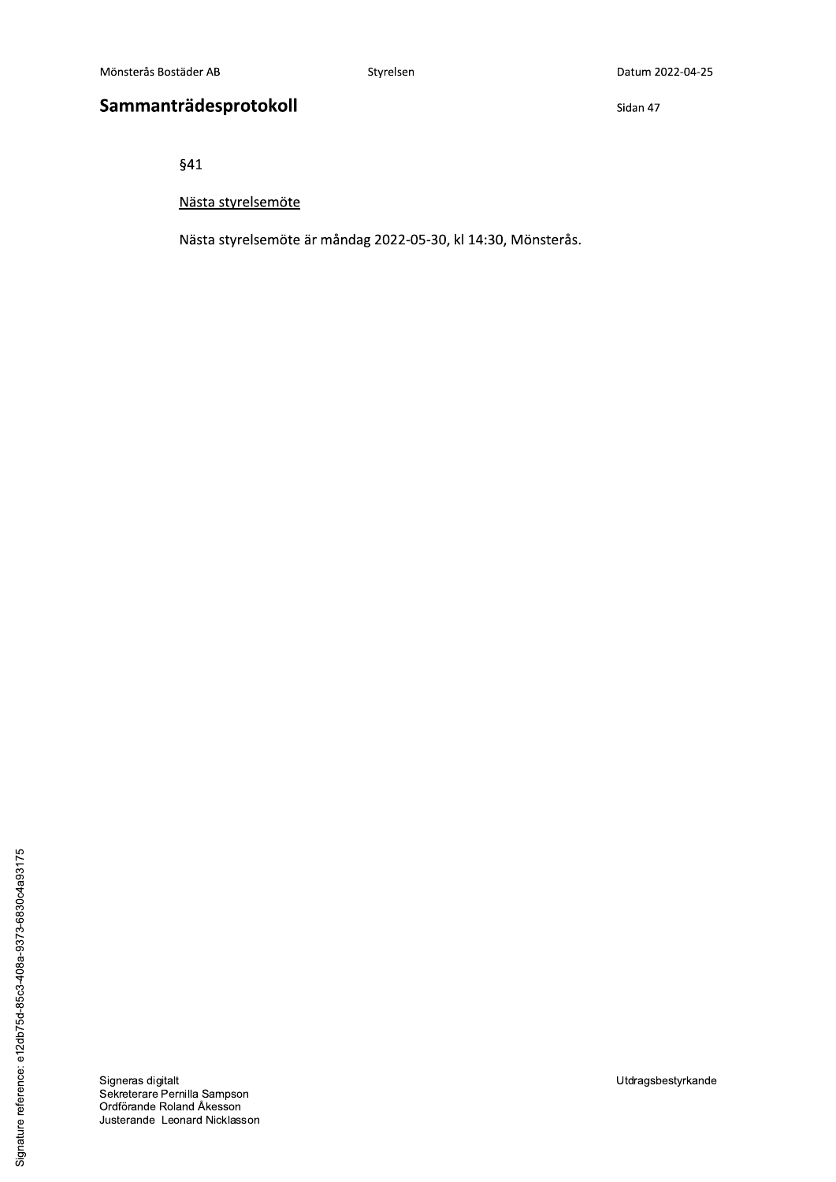§41

Nästa styrelsemöte

Nästa styrelsemöte är måndag 2022-05-30, kl 14:30, Mönsterås.

Signeras digitalt
Sekreterare Pernilla Sampson
Ordförande Roland Åkesson
Justerande Leonard Nicklasson

Utdragsbestyrkande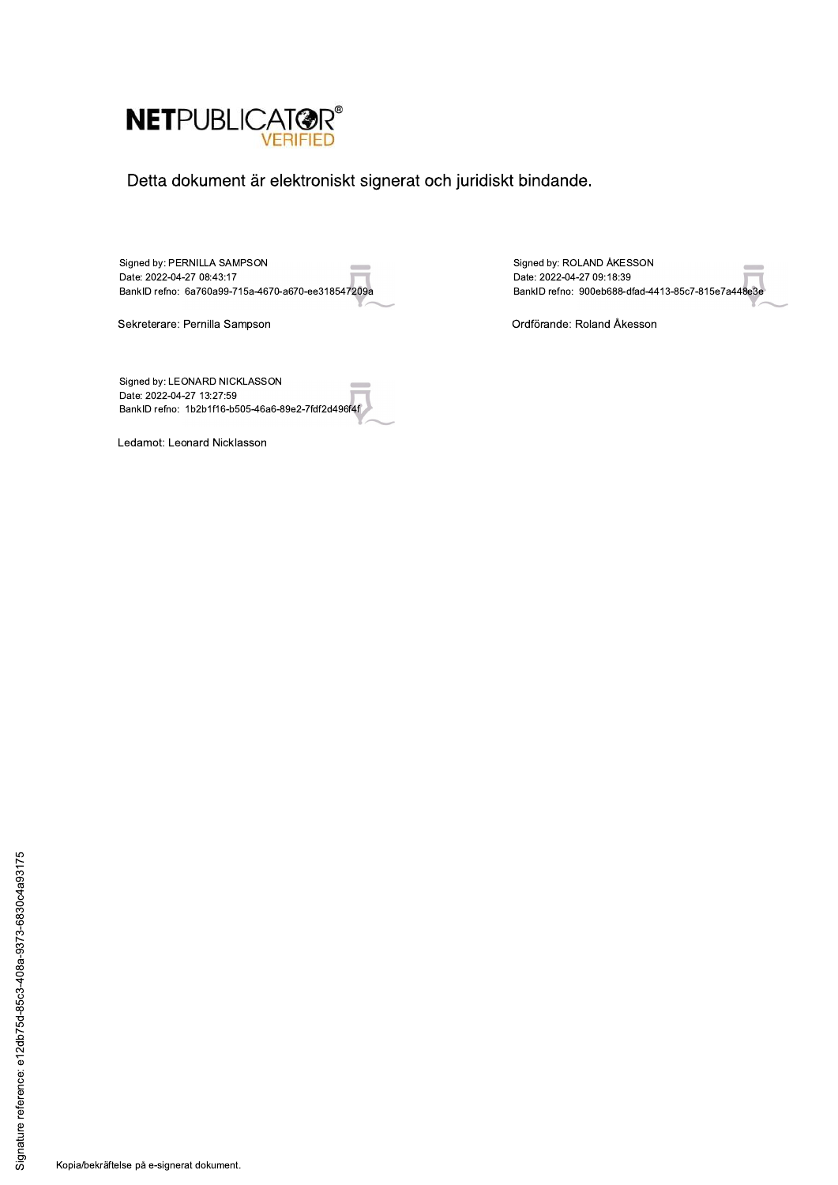NETPUBLICATOR® VERIFIED

Detta dokument är elektroniskt signerat och juridiskt bindande.

Signed by: PERNILLA SAMPSON
Date: 2022-04-27 08:43:17
BankID refno: 6a760a99-715a-4670-a670-ee318547209a

Sekreterare: Pernilla Sampson

Signed by: ROLAND ÅKESSON
Date: 2022-04-27 09:18:39
BankID refno: 900eb688-dfad-4413-85c7-815e7a448e3e

Ordförande: Roland Åkesson

Signed by: LEONARD NICKLASSON
Date: 2022-04-27 13:27:59
BankID refno: 1b2b1f16-b505-46a6-89e2-7fdf2d496f4f

Ledamot: Leonard Nicklasson

Signature reference: e12db75d-85c3-408a-9373-6830c4a93175

Kopia/bekräftelse på e-signerat dokument.